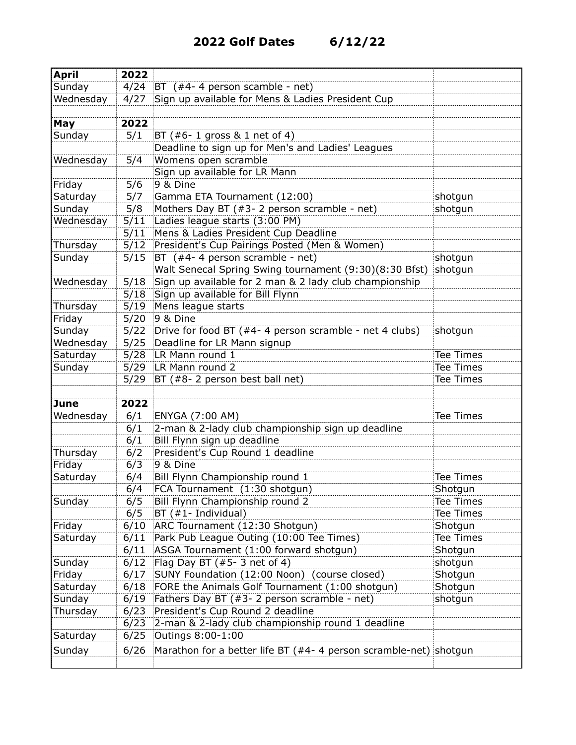# 2022 Golf Dates 6/12/22

| | | | |
|---|---|---|---|
| **April** | **2022** | | |
| Sunday | 4/24 | BT (#4- 4 person scamble - net) | |
| Wednesday | 4/27 | Sign up available for Mens & Ladies President Cup | |
| | | | |
| **May** | **2022** | | |
| Sunday | 5/1 | BT (#6- 1 gross & 1 net of 4) | |
| | | Deadline to sign up for Men's and Ladies' Leagues | |
| Wednesday | 5/4 | Womens open scramble | |
| | | Sign up available for LR Mann | |
| Friday | 5/6 | 9 & Dine | |
| Saturday | 5/7 | Gamma ETA Tournament (12:00) | shotgun |
| Sunday | 5/8 | Mothers Day BT (#3- 2 person scramble - net) | shotgun |
| Wednesday | 5/11 | Ladies league starts (3:00 PM) | |
| | 5/11 | Mens & Ladies President Cup Deadline | |
| Thursday | 5/12 | President's Cup Pairings Posted (Men & Women) | |
| Sunday | 5/15 | BT (#4- 4 person scramble - net) | shotgun |
| | | Walt Senecal Spring Swing tournament (9:30)(8:30 Bfst) | shotgun |
| Wednesday | 5/18 | Sign up available for 2 man & 2 lady club championship | |
| | 5/18 | Sign up available for Bill Flynn | |
| Thursday | 5/19 | Mens league starts | |
| Friday | 5/20 | 9 & Dine | |
| Sunday | 5/22 | Drive for food BT (#4- 4 person scramble - net 4 clubs) | shotgun |
| Wednesday | 5/25 | Deadline for LR Mann signup | |
| Saturday | 5/28 | LR Mann round 1 | Tee Times |
| Sunday | 5/29 | LR Mann round 2 | Tee Times |
| | 5/29 | BT (#8- 2 person best ball net) | Tee Times |
| | | | |
| **June** | **2022** | | |
| Wednesday | 6/1 | ENYGA (7:00 AM) | Tee Times |
| | 6/1 | 2-man & 2-lady club championship sign up deadline | |
| | 6/1 | Bill Flynn sign up deadline | |
| Thursday | 6/2 | President's Cup Round 1 deadline | |
| Friday | 6/3 | 9 & Dine | |
| Saturday | 6/4 | Bill Flynn Championship round 1 | Tee Times |
| | 6/4 | FCA Tournament (1:30 shotgun) | Shotgun |
| Sunday | 6/5 | Bill Flynn Championship round 2 | Tee Times |
| | 6/5 | BT (#1- Individual) | Tee Times |
| Friday | 6/10 | ARC Tournament (12:30 Shotgun) | Shotgun |
| Saturday | 6/11 | Park Pub League Outing (10:00 Tee Times) | Tee Times |
| | 6/11 | ASGA Tournament (1:00 forward shotgun) | Shotgun |
| Sunday | 6/12 | Flag Day BT (#5- 3 net of 4) | shotgun |
| Friday | 6/17 | SUNY Foundation (12:00 Noon) (course closed) | Shotgun |
| Saturday | 6/18 | FORE the Animals Golf Tournament (1:00 shotgun) | Shotgun |
| Sunday | 6/19 | Fathers Day BT (#3- 2 person scramble - net) | shotgun |
| Thursday | 6/23 | President's Cup Round 2 deadline | |
| | 6/23 | 2-man & 2-lady club championship round 1 deadline | |
| Saturday | 6/25 | Outings 8:00-1:00 | |
| Sunday | 6/26 | Marathon for a better life BT (#4- 4 person scramble-net) | shotgun |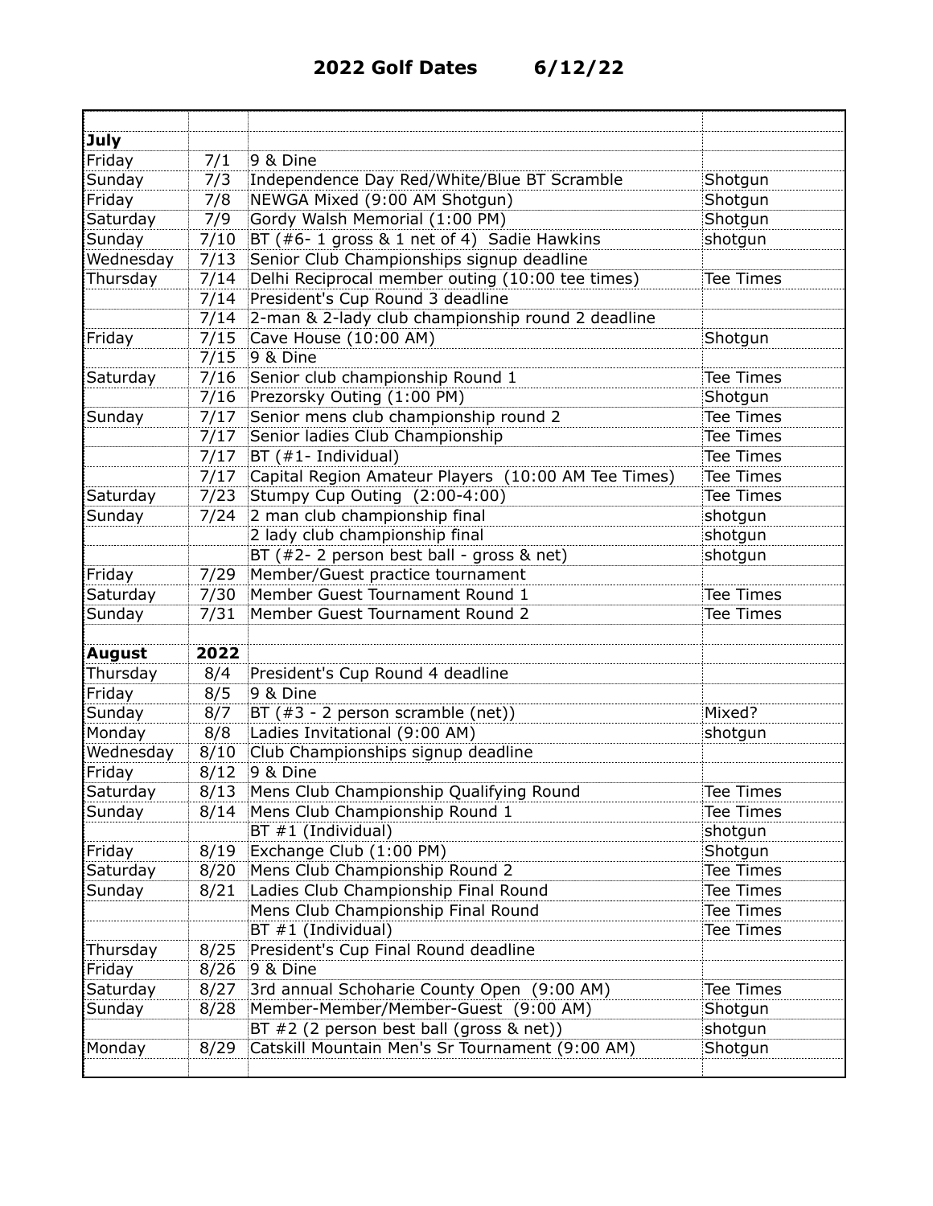# 2022 Golf Dates 6/12/22

| | | | |
|---|---|---|---|
| **July** | | | |
| Friday | 7/1 | 9 & Dine | |
| Sunday | 7/3 | Independence Day Red/White/Blue BT Scramble | Shotgun |
| Friday | 7/8 | NEWGA Mixed (9:00 AM Shotgun) | Shotgun |
| Saturday | 7/9 | Gordy Walsh Memorial (1:00 PM) | Shotgun |
| Sunday | 7/10 | BT (#6- 1 gross & 1 net of 4) Sadie Hawkins | shotgun |
| Wednesday | 7/13 | Senior Club Championships signup deadline | |
| Thursday | 7/14 | Delhi Reciprocal member outing (10:00 tee times) | Tee Times |
| | 7/14 | President's Cup Round 3 deadline | |
| | 7/14 | 2-man & 2-lady club championship round 2 deadline | |
| Friday | 7/15 | Cave House (10:00 AM) | Shotgun |
| | 7/15 | 9 & Dine | |
| Saturday | 7/16 | Senior club championship Round 1 | Tee Times |
| | 7/16 | Prezorsky Outing (1:00 PM) | Shotgun |
| Sunday | 7/17 | Senior mens club championship round 2 | Tee Times |
| | 7/17 | Senior ladies Club Championship | Tee Times |
| | 7/17 | BT (#1- Individual) | Tee Times |
| | 7/17 | Capital Region Amateur Players (10:00 AM Tee Times) | Tee Times |
| Saturday | 7/23 | Stumpy Cup Outing (2:00-4:00) | Tee Times |
| Sunday | 7/24 | 2 man club championship final | shotgun |
| | | 2 lady club championship final | shotgun |
| | | BT (#2- 2 person best ball - gross & net) | shotgun |
| Friday | 7/29 | Member/Guest practice tournament | |
| Saturday | 7/30 | Member Guest Tournament Round 1 | Tee Times |
| Sunday | 7/31 | Member Guest Tournament Round 2 | Tee Times |
| | | | |
| **August** | **2022** | | |
| Thursday | 8/4 | President's Cup Round 4 deadline | |
| Friday | 8/5 | 9 & Dine | |
| Sunday | 8/7 | BT (#3 - 2 person scramble (net)) | Mixed? |
| Monday | 8/8 | Ladies Invitational (9:00 AM) | shotgun |
| Wednesday | 8/10 | Club Championships signup deadline | |
| Friday | 8/12 | 9 & Dine | |
| Saturday | 8/13 | Mens Club Championship Qualifying Round | Tee Times |
| Sunday | 8/14 | Mens Club Championship Round 1 | Tee Times |
| | | BT #1 (Individual) | shotgun |
| Friday | 8/19 | Exchange Club (1:00 PM) | Shotgun |
| Saturday | 8/20 | Mens Club Championship Round 2 | Tee Times |
| Sunday | 8/21 | Ladies Club Championship Final Round | Tee Times |
| | | Mens Club Championship Final Round | Tee Times |
| | | BT #1 (Individual) | Tee Times |
| Thursday | 8/25 | President's Cup Final Round deadline | |
| Friday | 8/26 | 9 & Dine | |
| Saturday | 8/27 | 3rd annual Schoharie County Open (9:00 AM) | Tee Times |
| Sunday | 8/28 | Member-Member/Member-Guest (9:00 AM) | Shotgun |
| | | BT #2 (2 person best ball (gross & net)) | shotgun |
| Monday | 8/29 | Catskill Mountain Men's Sr Tournament (9:00 AM) | Shotgun |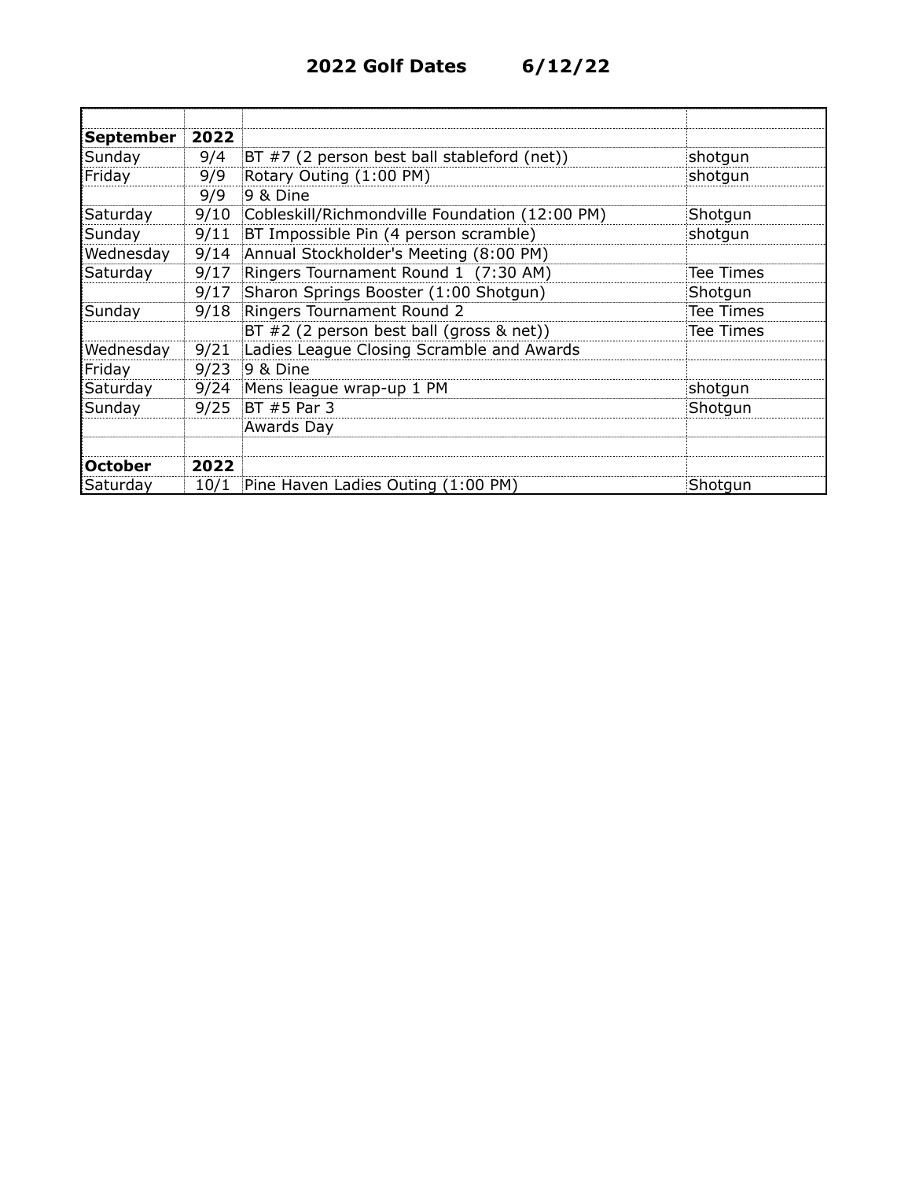**2022 Golf Dates 6/12/22**

| | | | |
|---|---|---|---|
| **September** | **2022** | | |
| Sunday | 9/4 | BT #7 (2 person best ball stableford (net)) | shotgun |
| Friday | 9/9 | Rotary Outing (1:00 PM) | shotgun |
| | 9/9 | 9 & Dine | |
| Saturday | 9/10 | Cobleskill/Richmondville Foundation (12:00 PM) | Shotgun |
| Sunday | 9/11 | BT Impossible Pin (4 person scramble) | shotgun |
| Wednesday | 9/14 | Annual Stockholder's Meeting (8:00 PM) | |
| Saturday | 9/17 | Ringers Tournament Round 1 (7:30 AM) | Tee Times |
| | 9/17 | Sharon Springs Booster (1:00 Shotgun) | Shotgun |
| Sunday | 9/18 | Ringers Tournament Round 2 | Tee Times |
| | | BT #2 (2 person best ball (gross & net)) | Tee Times |
| Wednesday | 9/21 | Ladies League Closing Scramble and Awards | |
| Friday | 9/23 | 9 & Dine | |
| Saturday | 9/24 | Mens league wrap-up 1 PM | shotgun |
| Sunday | 9/25 | BT #5 Par 3 | Shotgun |
| | | Awards Day | |
| | | | |
| **October** | **2022** | | |
| Saturday | 10/1 | Pine Haven Ladies Outing (1:00 PM) | Shotgun |